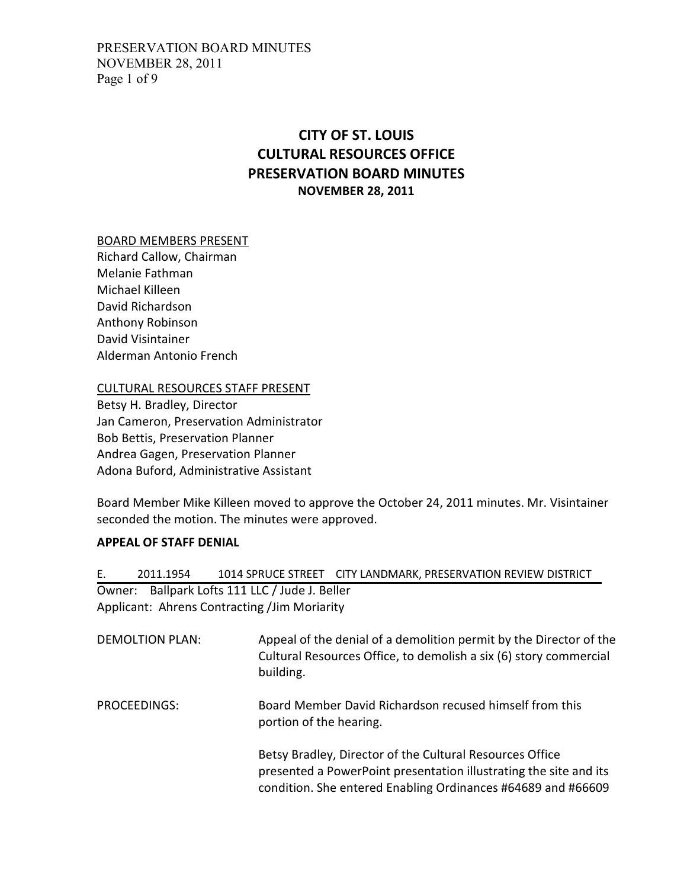# CITY OF ST. LOUIS
# CULTURAL RESOURCES OFFICE
# PRESERVATION BOARD MINUTES
### NOVEMBER 28, 2011

BOARD MEMBERS PRESENT

Richard Callow, Chairman
Melanie Fathman
Michael Killeen
David Richardson
Anthony Robinson
David Visintainer
Alderman Antonio French

CULTURAL RESOURCES STAFF PRESENT

Betsy H. Bradley, Director
Jan Cameron, Preservation Administrator
Bob Bettis, Preservation Planner
Andrea Gagen, Preservation Planner
Adona Buford, Administrative Assistant

Board Member Mike Killeen moved to approve the October 24, 2011 minutes. Mr. Visintainer seconded the motion. The minutes were approved.

**APPEAL OF STAFF DENIAL**

E. 2011.1954 1014 SPRUCE STREET CITY LANDMARK, PRESERVATION REVIEW DISTRICT

Owner: Ballpark Lofts 111 LLC / Jude J. Beller
Applicant: Ahrens Contracting /Jim Moriarity

DEMOLTION PLAN: Appeal of the denial of a demolition permit by the Director of the Cultural Resources Office, to demolish a six (6) story commercial building.

PROCEEDINGS: Board Member David Richardson recused himself from this portion of the hearing.

Betsy Bradley, Director of the Cultural Resources Office presented a PowerPoint presentation illustrating the site and its condition. She entered Enabling Ordinances #64689 and #66609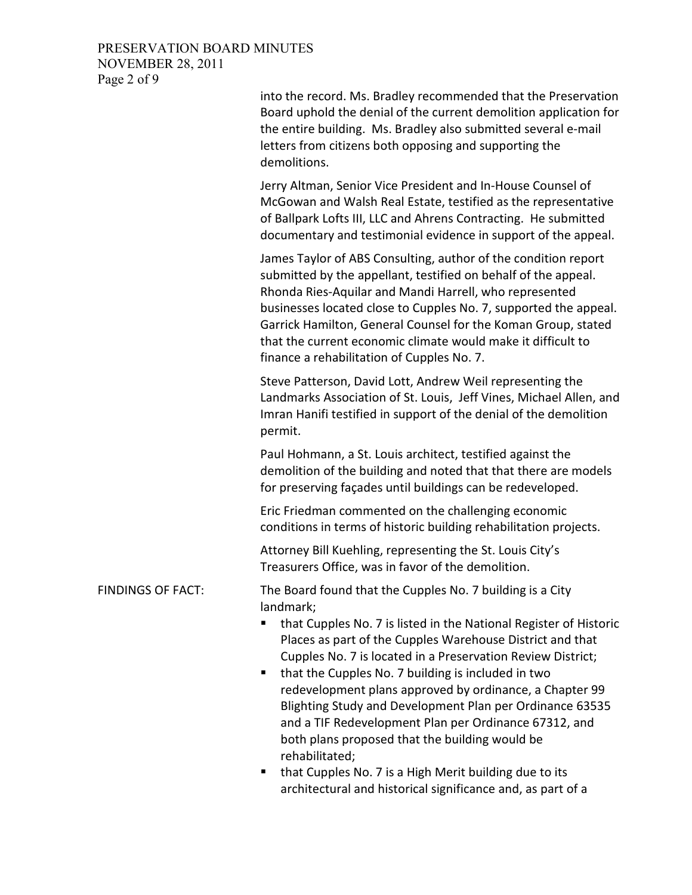into the record. Ms. Bradley recommended that the Preservation Board uphold the denial of the current demolition application for the entire building. Ms. Bradley also submitted several e-mail letters from citizens both opposing and supporting the demolitions.

Jerry Altman, Senior Vice President and In-House Counsel of McGowan and Walsh Real Estate, testified as the representative of Ballpark Lofts III, LLC and Ahrens Contracting. He submitted documentary and testimonial evidence in support of the appeal.

James Taylor of ABS Consulting, author of the condition report submitted by the appellant, testified on behalf of the appeal. Rhonda Ries-Aquilar and Mandi Harrell, who represented businesses located close to Cupples No. 7, supported the appeal. Garrick Hamilton, General Counsel for the Koman Group, stated that the current economic climate would make it difficult to finance a rehabilitation of Cupples No. 7.

Steve Patterson, David Lott, Andrew Weil representing the Landmarks Association of St. Louis, Jeff Vines, Michael Allen, and Imran Hanifi testified in support of the denial of the demolition permit.

Paul Hohmann, a St. Louis architect, testified against the demolition of the building and noted that that there are models for preserving façades until buildings can be redeveloped.

Eric Friedman commented on the challenging economic conditions in terms of historic building rehabilitation projects.

Attorney Bill Kuehling, representing the St. Louis City's Treasurers Office, was in favor of the demolition.

FINDINGS OF FACT: The Board found that the Cupples No. 7 building is a City landmark;

- that Cupples No. 7 is listed in the National Register of Historic Places as part of the Cupples Warehouse District and that Cupples No. 7 is located in a Preservation Review District;
- that the Cupples No. 7 building is included in two redevelopment plans approved by ordinance, a Chapter 99 Blighting Study and Development Plan per Ordinance 63535 and a TIF Redevelopment Plan per Ordinance 67312, and both plans proposed that the building would be rehabilitated;
- that Cupples No. 7 is a High Merit building due to its architectural and historical significance and, as part of a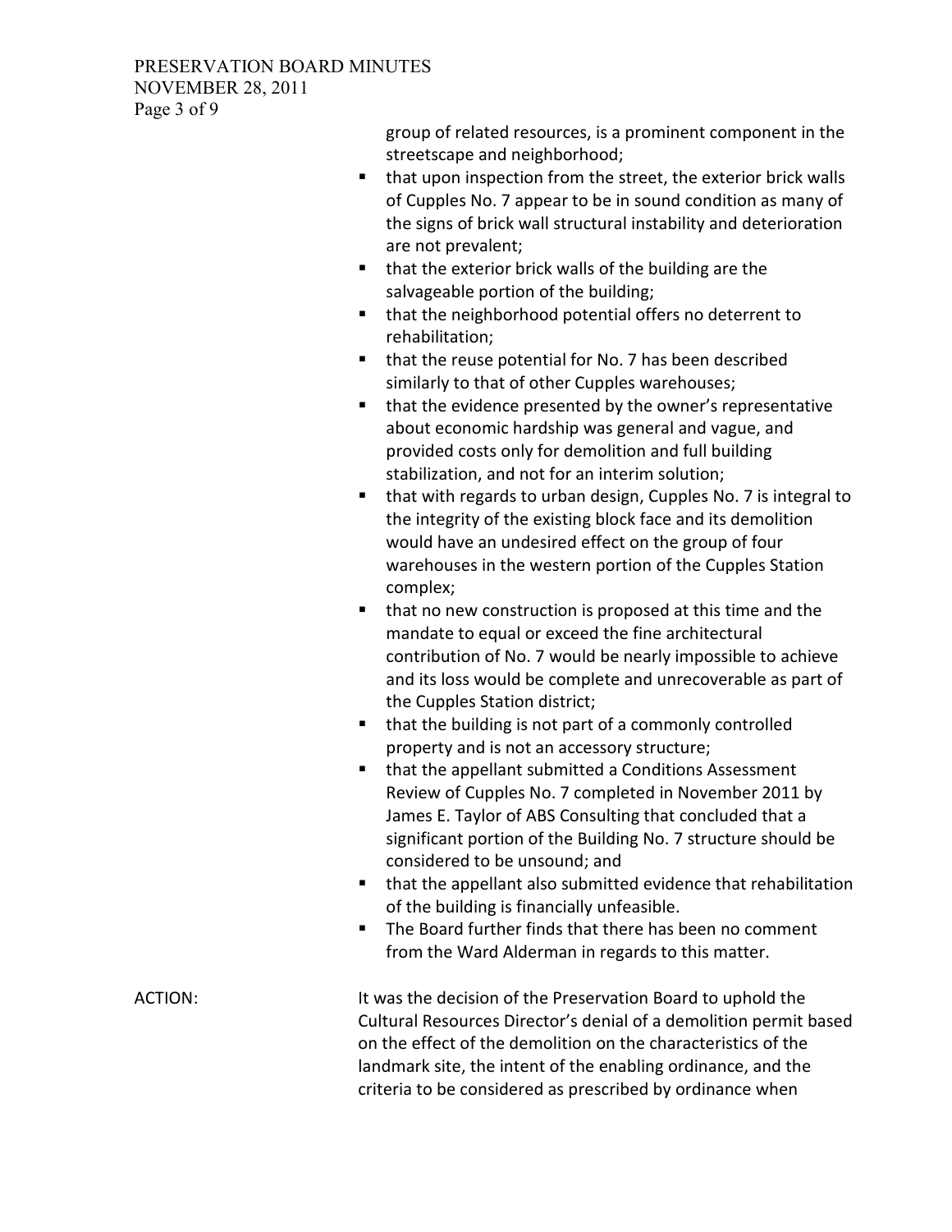group of related resources, is a prominent component in the streetscape and neighborhood;

- that upon inspection from the street, the exterior brick walls of Cupples No. 7 appear to be in sound condition as many of the signs of brick wall structural instability and deterioration are not prevalent;
- that the exterior brick walls of the building are the salvageable portion of the building;
- that the neighborhood potential offers no deterrent to rehabilitation;
- that the reuse potential for No. 7 has been described similarly to that of other Cupples warehouses;
- that the evidence presented by the owner's representative about economic hardship was general and vague, and provided costs only for demolition and full building stabilization, and not for an interim solution;
- that with regards to urban design, Cupples No. 7 is integral to the integrity of the existing block face and its demolition would have an undesired effect on the group of four warehouses in the western portion of the Cupples Station complex;
- that no new construction is proposed at this time and the mandate to equal or exceed the fine architectural contribution of No. 7 would be nearly impossible to achieve and its loss would be complete and unrecoverable as part of the Cupples Station district;
- that the building is not part of a commonly controlled property and is not an accessory structure;
- that the appellant submitted a Conditions Assessment Review of Cupples No. 7 completed in November 2011 by James E. Taylor of ABS Consulting that concluded that a significant portion of the Building No. 7 structure should be considered to be unsound; and
- that the appellant also submitted evidence that rehabilitation of the building is financially unfeasible.
- The Board further finds that there has been no comment from the Ward Alderman in regards to this matter.

ACTION: It was the decision of the Preservation Board to uphold the Cultural Resources Director's denial of a demolition permit based on the effect of the demolition on the characteristics of the landmark site, the intent of the enabling ordinance, and the criteria to be considered as prescribed by ordinance when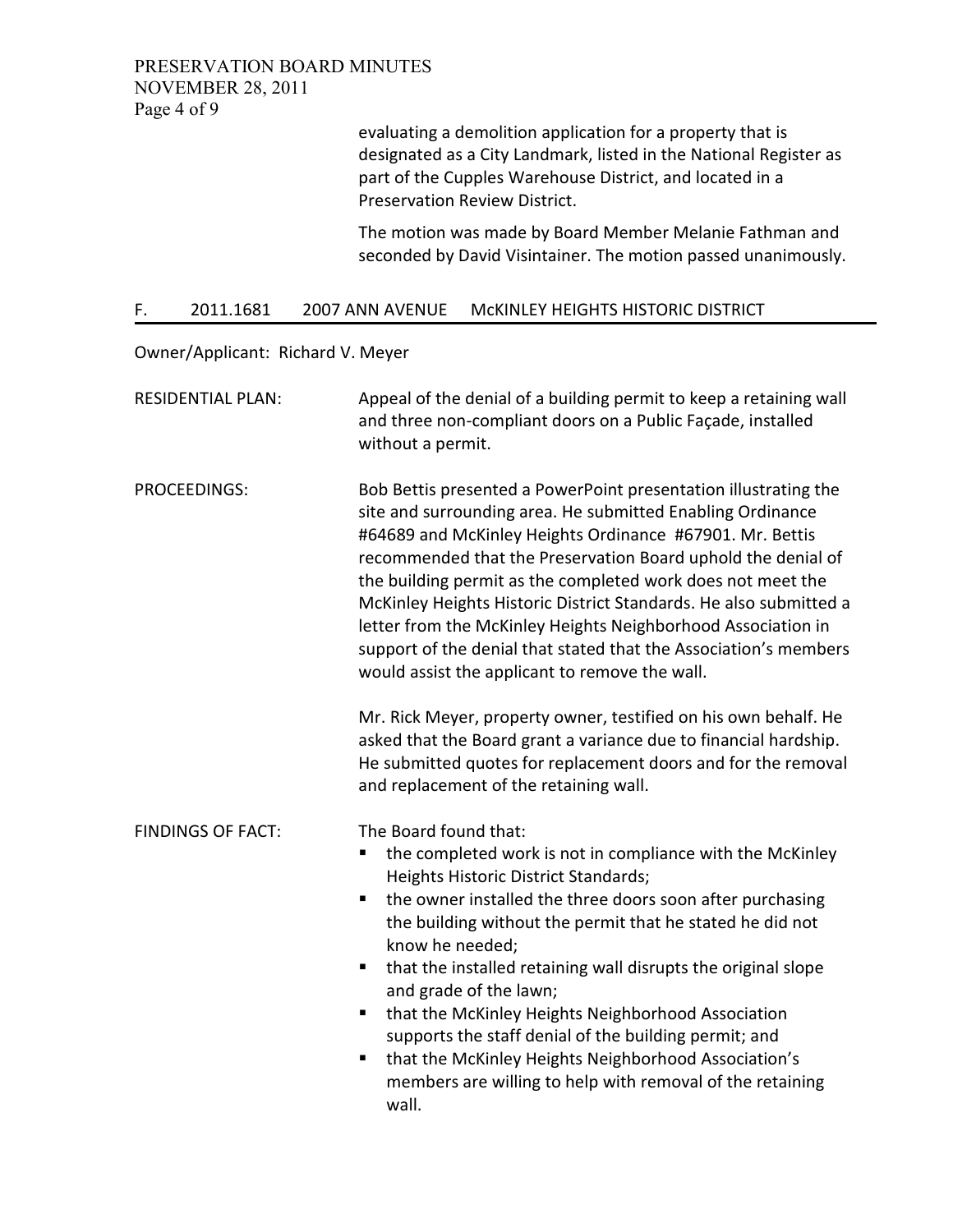evaluating a demolition application for a property that is designated as a City Landmark, listed in the National Register as part of the Cupples Warehouse District, and located in a Preservation Review District.

The motion was made by Board Member Melanie Fathman and seconded by David Visintainer. The motion passed unanimously.

## F. 2011.1681 2007 ANN AVENUE McKINLEY HEIGHTS HISTORIC DISTRICT

Owner/Applicant: Richard V. Meyer

RESIDENTIAL PLAN: Appeal of the denial of a building permit to keep a retaining wall and three non-compliant doors on a Public Façade, installed without a permit.

PROCEEDINGS: Bob Bettis presented a PowerPoint presentation illustrating the site and surrounding area. He submitted Enabling Ordinance #64689 and McKinley Heights Ordinance #67901. Mr. Bettis recommended that the Preservation Board uphold the denial of the building permit as the completed work does not meet the McKinley Heights Historic District Standards. He also submitted a letter from the McKinley Heights Neighborhood Association in support of the denial that stated that the Association's members would assist the applicant to remove the wall.

Mr. Rick Meyer, property owner, testified on his own behalf. He asked that the Board grant a variance due to financial hardship. He submitted quotes for replacement doors and for the removal and replacement of the retaining wall.

FINDINGS OF FACT: The Board found that:

- the completed work is not in compliance with the McKinley Heights Historic District Standards;
- the owner installed the three doors soon after purchasing the building without the permit that he stated he did not know he needed;
- that the installed retaining wall disrupts the original slope and grade of the lawn;
- that the McKinley Heights Neighborhood Association supports the staff denial of the building permit; and
- that the McKinley Heights Neighborhood Association's members are willing to help with removal of the retaining wall.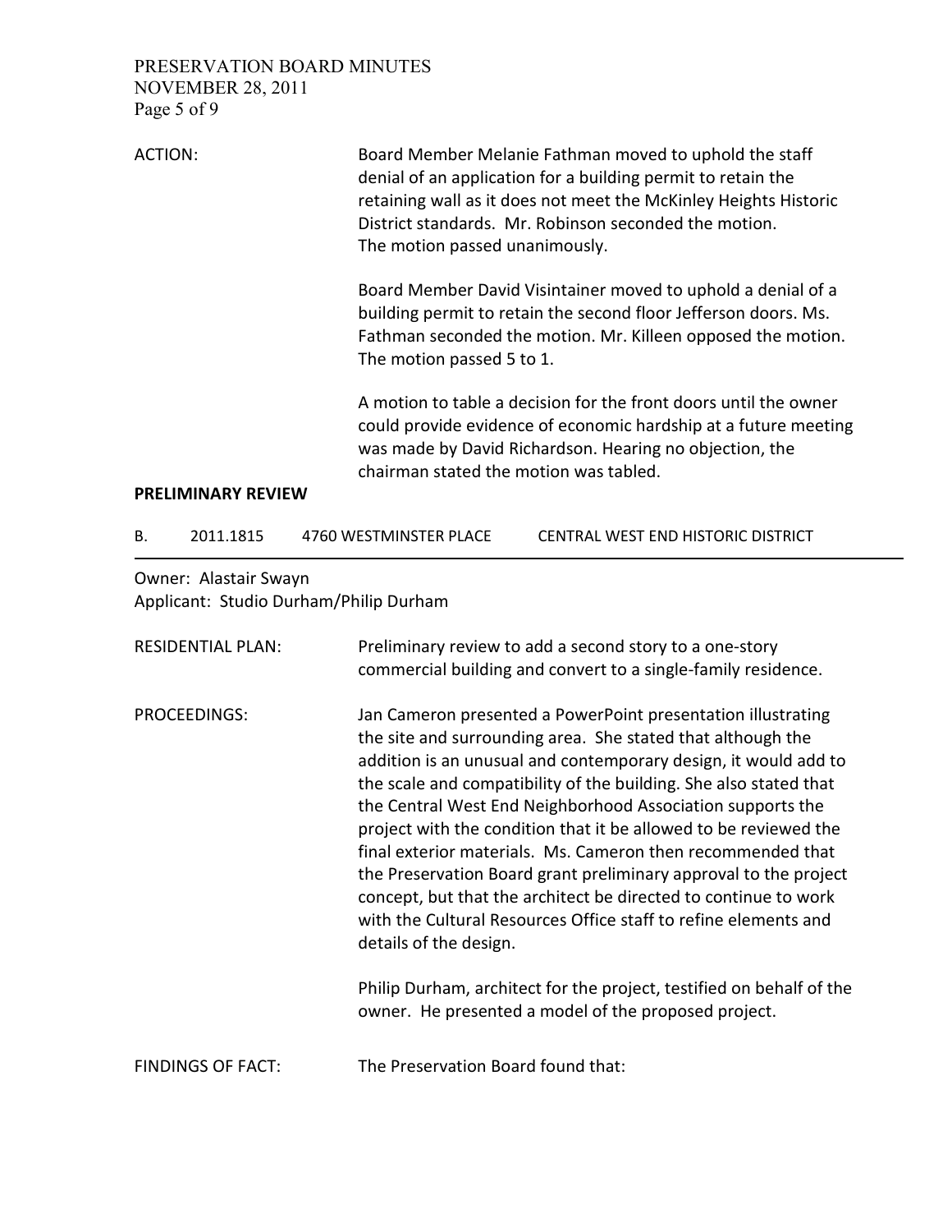ACTION: Board Member Melanie Fathman moved to uphold the staff denial of an application for a building permit to retain the retaining wall as it does not meet the McKinley Heights Historic District standards. Mr. Robinson seconded the motion. The motion passed unanimously.

Board Member David Visintainer moved to uphold a denial of a building permit to retain the second floor Jefferson doors. Ms. Fathman seconded the motion. Mr. Killeen opposed the motion. The motion passed 5 to 1.

A motion to table a decision for the front doors until the owner could provide evidence of economic hardship at a future meeting was made by David Richardson. Hearing no objection, the chairman stated the motion was tabled.

**PRELIMINARY REVIEW**

B. 2011.1815 4760 WESTMINSTER PLACE CENTRAL WEST END HISTORIC DISTRICT

Owner: Alastair Swayn
Applicant: Studio Durham/Philip Durham

RESIDENTIAL PLAN: Preliminary review to add a second story to a one-story commercial building and convert to a single-family residence.

PROCEEDINGS: Jan Cameron presented a PowerPoint presentation illustrating the site and surrounding area. She stated that although the addition is an unusual and contemporary design, it would add to the scale and compatibility of the building. She also stated that the Central West End Neighborhood Association supports the project with the condition that it be allowed to be reviewed the final exterior materials. Ms. Cameron then recommended that the Preservation Board grant preliminary approval to the project concept, but that the architect be directed to continue to work with the Cultural Resources Office staff to refine elements and details of the design.

Philip Durham, architect for the project, testified on behalf of the owner. He presented a model of the proposed project.

FINDINGS OF FACT: The Preservation Board found that: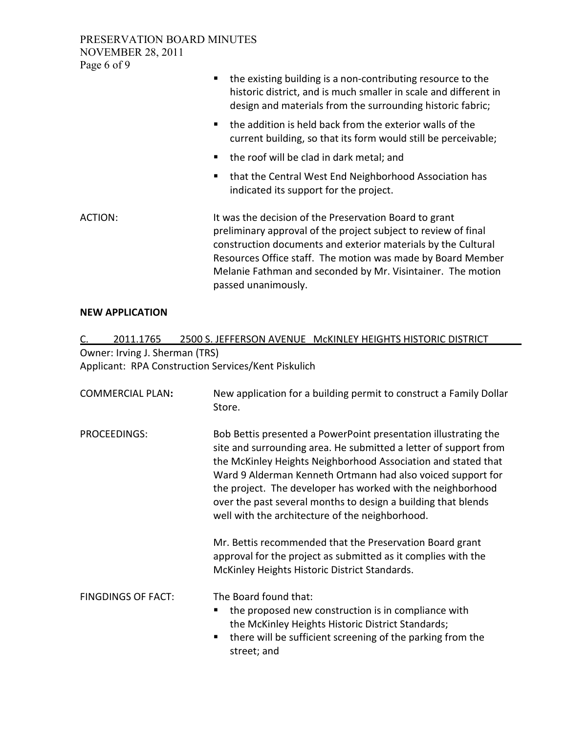- the existing building is a non-contributing resource to the historic district, and is much smaller in scale and different in design and materials from the surrounding historic fabric;
- the addition is held back from the exterior walls of the current building, so that its form would still be perceivable;
- the roof will be clad in dark metal; and
- that the Central West End Neighborhood Association has indicated its support for the project.

ACTION: It was the decision of the Preservation Board to grant preliminary approval of the project subject to review of final construction documents and exterior materials by the Cultural Resources Office staff. The motion was made by Board Member Melanie Fathman and seconded by Mr. Visintainer. The motion passed unanimously.

**NEW APPLICATION**

C. 2011.1765 2500 S. JEFFERSON AVENUE McKINLEY HEIGHTS HISTORIC DISTRICT

Owner: Irving J. Sherman (TRS)

Applicant: RPA Construction Services/Kent Piskulich

COMMERCIAL PLAN**:** New application for a building permit to construct a Family Dollar Store.

PROCEEDINGS: Bob Bettis presented a PowerPoint presentation illustrating the site and surrounding area. He submitted a letter of support from the McKinley Heights Neighborhood Association and stated that Ward 9 Alderman Kenneth Ortmann had also voiced support for the project. The developer has worked with the neighborhood over the past several months to design a building that blends well with the architecture of the neighborhood.

Mr. Bettis recommended that the Preservation Board grant approval for the project as submitted as it complies with the McKinley Heights Historic District Standards.

FINGDINGS OF FACT: The Board found that:

- the proposed new construction is in compliance with the McKinley Heights Historic District Standards;
- there will be sufficient screening of the parking from the street; and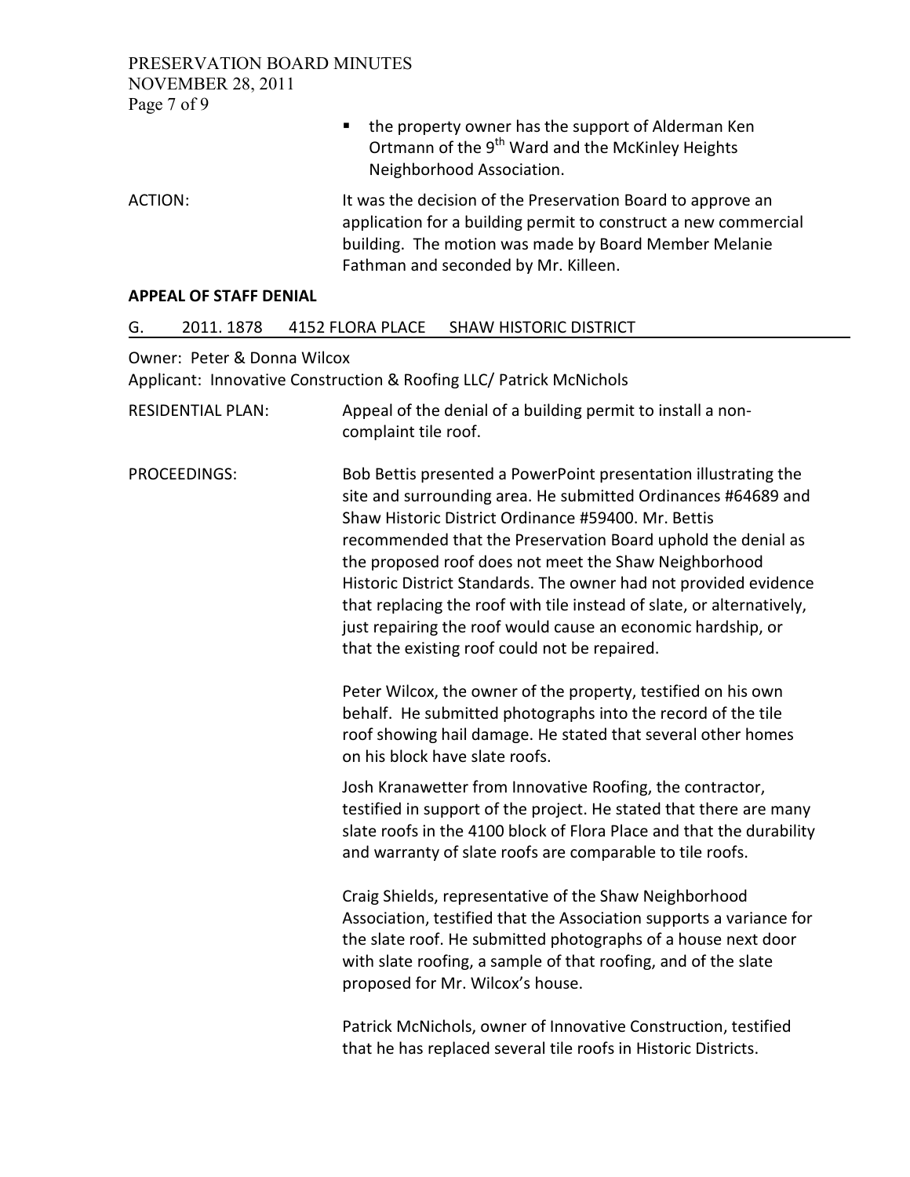- the property owner has the support of Alderman Ken Ortmann of the 9th Ward and the McKinley Heights Neighborhood Association.

ACTION: It was the decision of the Preservation Board to approve an application for a building permit to construct a new commercial building. The motion was made by Board Member Melanie Fathman and seconded by Mr. Killeen.

**APPEAL OF STAFF DENIAL**

G. 2011. 1878 4152 FLORA PLACE SHAW HISTORIC DISTRICT

Owner: Peter & Donna Wilcox
Applicant: Innovative Construction & Roofing LLC/ Patrick McNichols

RESIDENTIAL PLAN: Appeal of the denial of a building permit to install a non-complaint tile roof.

PROCEEDINGS: Bob Bettis presented a PowerPoint presentation illustrating the site and surrounding area. He submitted Ordinances #64689 and Shaw Historic District Ordinance #59400. Mr. Bettis recommended that the Preservation Board uphold the denial as the proposed roof does not meet the Shaw Neighborhood Historic District Standards. The owner had not provided evidence that replacing the roof with tile instead of slate, or alternatively, just repairing the roof would cause an economic hardship, or that the existing roof could not be repaired.

Peter Wilcox, the owner of the property, testified on his own behalf. He submitted photographs into the record of the tile roof showing hail damage. He stated that several other homes on his block have slate roofs.

Josh Kranawetter from Innovative Roofing, the contractor, testified in support of the project. He stated that there are many slate roofs in the 4100 block of Flora Place and that the durability and warranty of slate roofs are comparable to tile roofs.

Craig Shields, representative of the Shaw Neighborhood Association, testified that the Association supports a variance for the slate roof. He submitted photographs of a house next door with slate roofing, a sample of that roofing, and of the slate proposed for Mr. Wilcox's house.

Patrick McNichols, owner of Innovative Construction, testified that he has replaced several tile roofs in Historic Districts.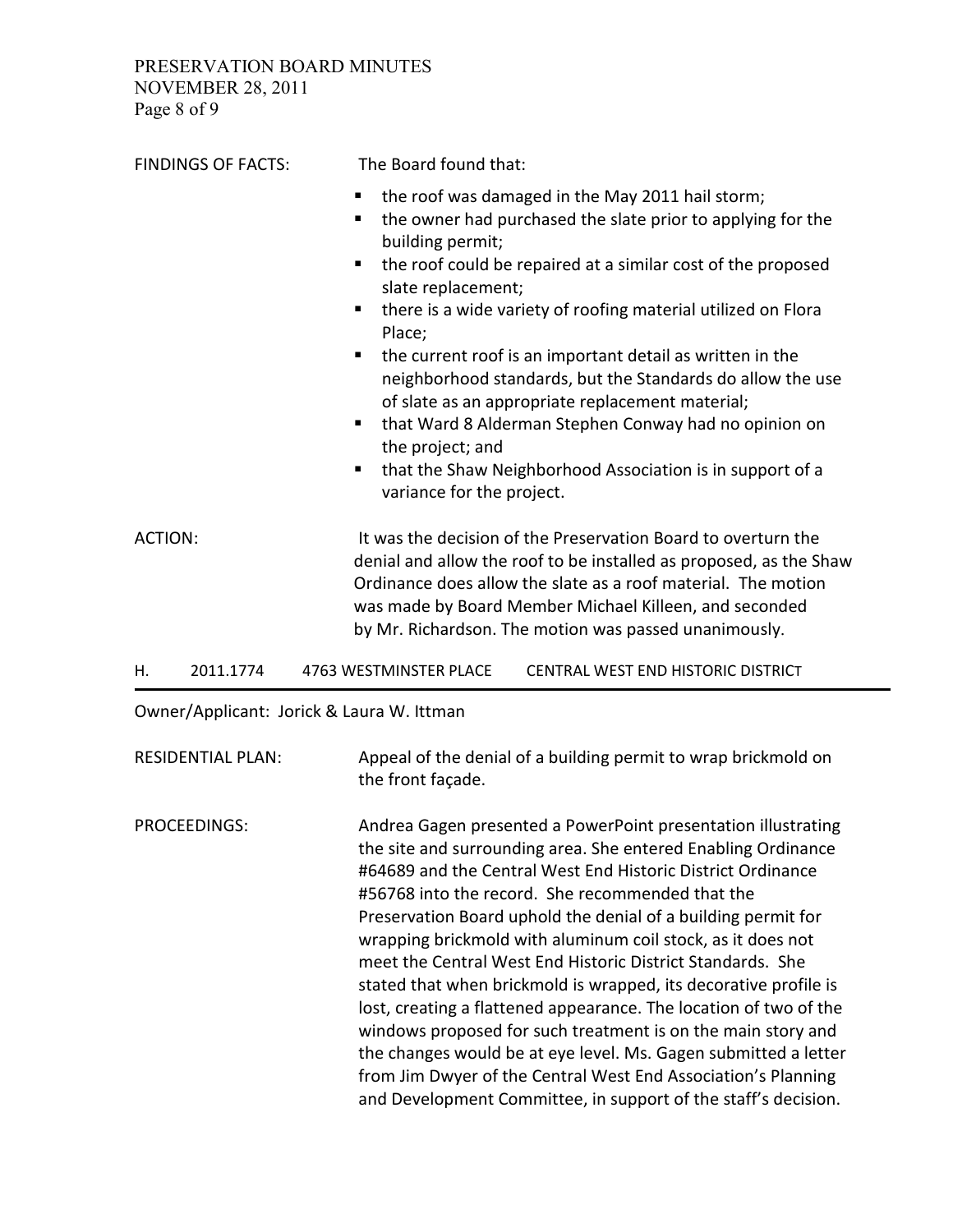FINDINGS OF FACTS: The Board found that:

- the roof was damaged in the May 2011 hail storm;
- the owner had purchased the slate prior to applying for the building permit;
- the roof could be repaired at a similar cost of the proposed slate replacement;
- there is a wide variety of roofing material utilized on Flora Place;
- the current roof is an important detail as written in the neighborhood standards, but the Standards do allow the use of slate as an appropriate replacement material;
- that Ward 8 Alderman Stephen Conway had no opinion on the project; and
- that the Shaw Neighborhood Association is in support of a variance for the project.

ACTION: It was the decision of the Preservation Board to overturn the denial and allow the roof to be installed as proposed, as the Shaw Ordinance does allow the slate as a roof material. The motion was made by Board Member Michael Killeen, and seconded by Mr. Richardson. The motion was passed unanimously.

## H. 2011.1774 4763 WESTMINSTER PLACE CENTRAL WEST END HISTORIC DISTRICT

Owner/Applicant: Jorick & Laura W. Ittman

RESIDENTIAL PLAN: Appeal of the denial of a building permit to wrap brickmold on the front façade.

PROCEEDINGS: Andrea Gagen presented a PowerPoint presentation illustrating the site and surrounding area. She entered Enabling Ordinance #64689 and the Central West End Historic District Ordinance #56768 into the record. She recommended that the Preservation Board uphold the denial of a building permit for wrapping brickmold with aluminum coil stock, as it does not meet the Central West End Historic District Standards. She stated that when brickmold is wrapped, its decorative profile is lost, creating a flattened appearance. The location of two of the windows proposed for such treatment is on the main story and the changes would be at eye level. Ms. Gagen submitted a letter from Jim Dwyer of the Central West End Association's Planning and Development Committee, in support of the staff's decision.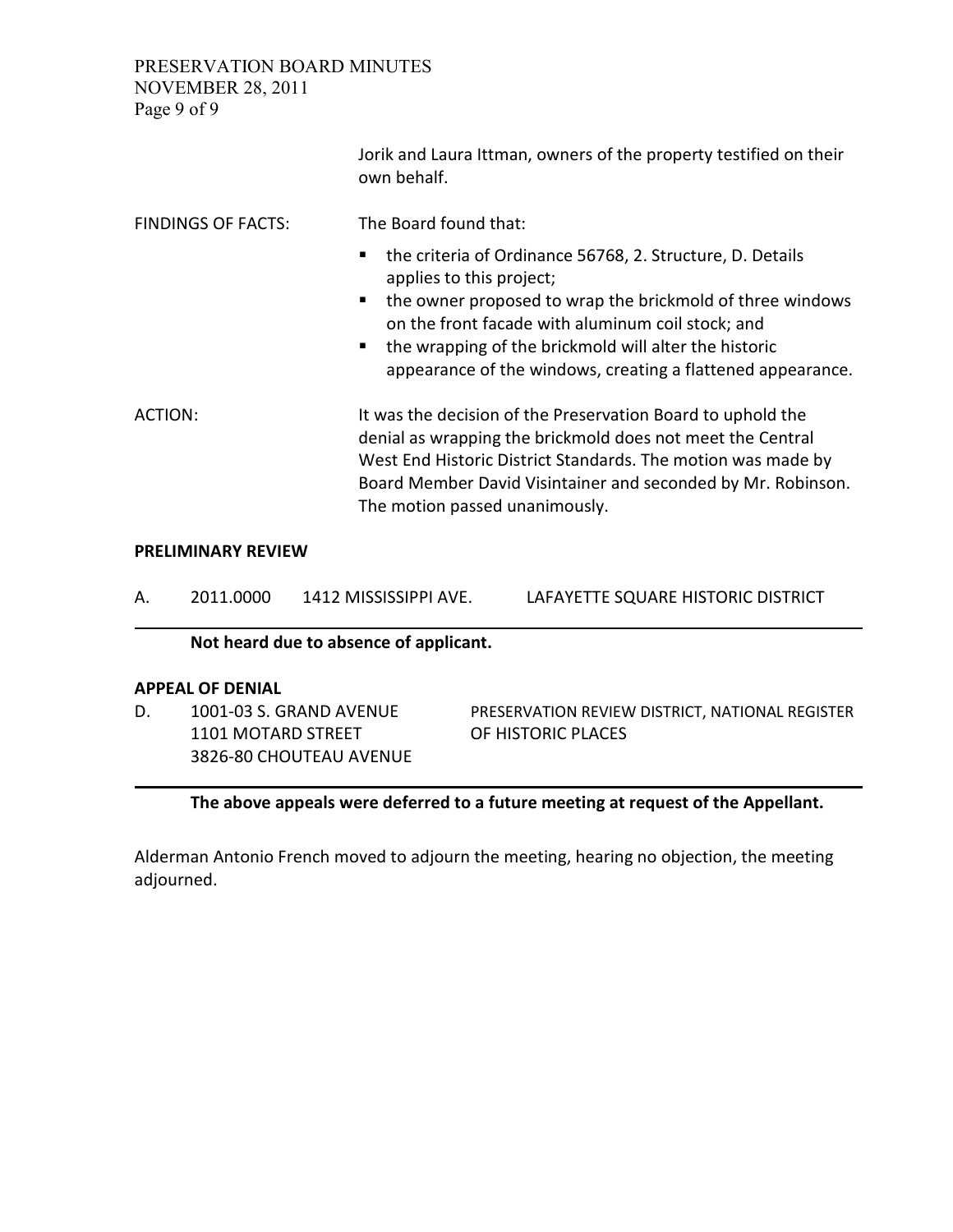Jorik and Laura Ittman, owners of the property testified on their own behalf.

FINDINGS OF FACTS: The Board found that:

- the criteria of Ordinance 56768, 2. Structure, D. Details applies to this project;
- the owner proposed to wrap the brickmold of three windows on the front facade with aluminum coil stock; and
- the wrapping of the brickmold will alter the historic appearance of the windows, creating a flattened appearance.

ACTION: It was the decision of the Preservation Board to uphold the denial as wrapping the brickmold does not meet the Central West End Historic District Standards. The motion was made by Board Member David Visintainer and seconded by Mr. Robinson. The motion passed unanimously.

**PRELIMINARY REVIEW**

A. 2011.0000 1412 MISSISSIPPI AVE. LAFAYETTE SQUARE HISTORIC DISTRICT

**Not heard due to absence of applicant.**

**APPEAL OF DENIAL**

D. 1001-03 S. GRAND AVENUE
1101 MOTARD STREET
3826-80 CHOUTEAU AVENUE

PRESERVATION REVIEW DISTRICT, NATIONAL REGISTER OF HISTORIC PLACES

**The above appeals were deferred to a future meeting at request of the Appellant.**

Alderman Antonio French moved to adjourn the meeting, hearing no objection, the meeting adjourned.